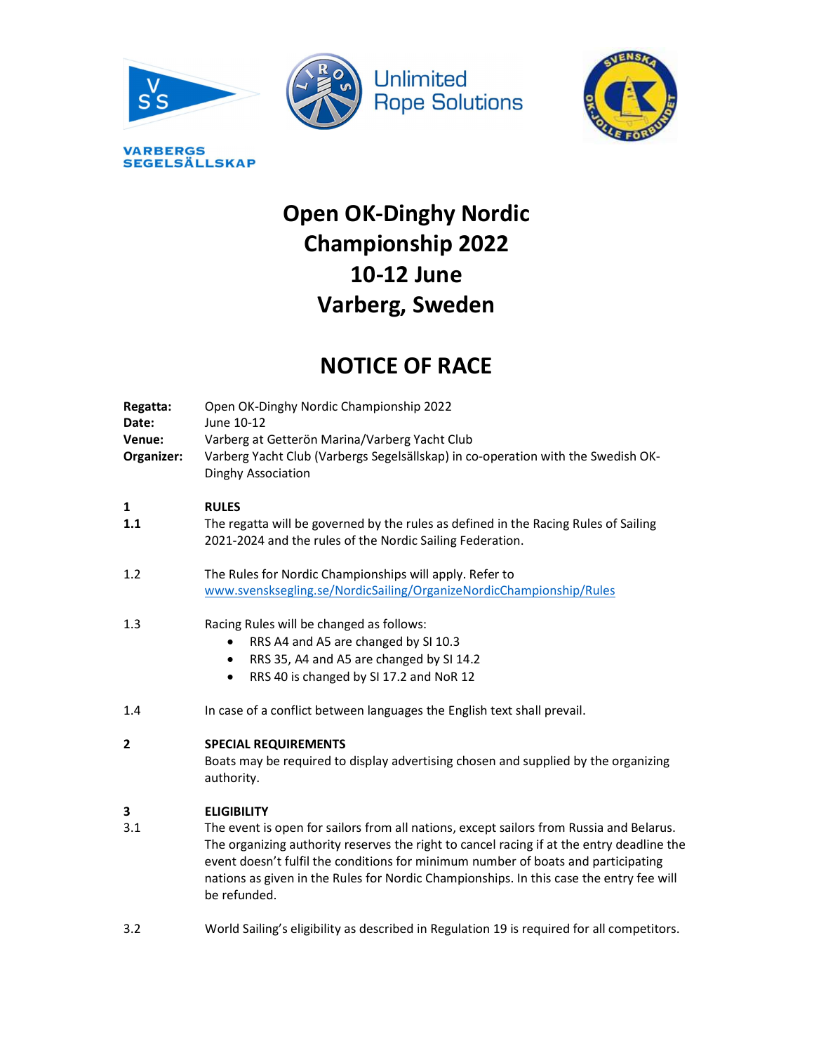VARBERGS SEGELSÄLLSKAP

# Open OK-Dinghy Nordic Championship 2022 10-12 June Varberg, Sweden

# NOTICE OF RACE

**Regatta:** Open OK-Dinghy Nordic Championship 2022
**Date:** June 10-12
**Venue:** Varberg at Getterön Marina/Varberg Yacht Club
**Organizer:** Varberg Yacht Club (Varbergs Segelsällskap) in co-operation with the Swedish OK-Dinghy Association

## 1 RULES

**1.1** The regatta will be governed by the rules as defined in the Racing Rules of Sailing 2021-2024 and the rules of the Nordic Sailing Federation.

1.2 The Rules for Nordic Championships will apply. Refer to www.svensksegling.se/NordicSailing/OrganizeNordicChampionship/Rules

1.3 Racing Rules will be changed as follows:

- RRS A4 and A5 are changed by SI 10.3
- RRS 35, A4 and A5 are changed by SI 14.2
- RRS 40 is changed by SI 17.2 and NoR 12

1.4 In case of a conflict between languages the English text shall prevail.

## 2 SPECIAL REQUIREMENTS

Boats may be required to display advertising chosen and supplied by the organizing authority.

## 3 ELIGIBILITY

3.1 The event is open for sailors from all nations, except sailors from Russia and Belarus. The organizing authority reserves the right to cancel racing if at the entry deadline the event doesn't fulfil the conditions for minimum number of boats and participating nations as given in the Rules for Nordic Championships. In this case the entry fee will be refunded.

3.2 World Sailing's eligibility as described in Regulation 19 is required for all competitors.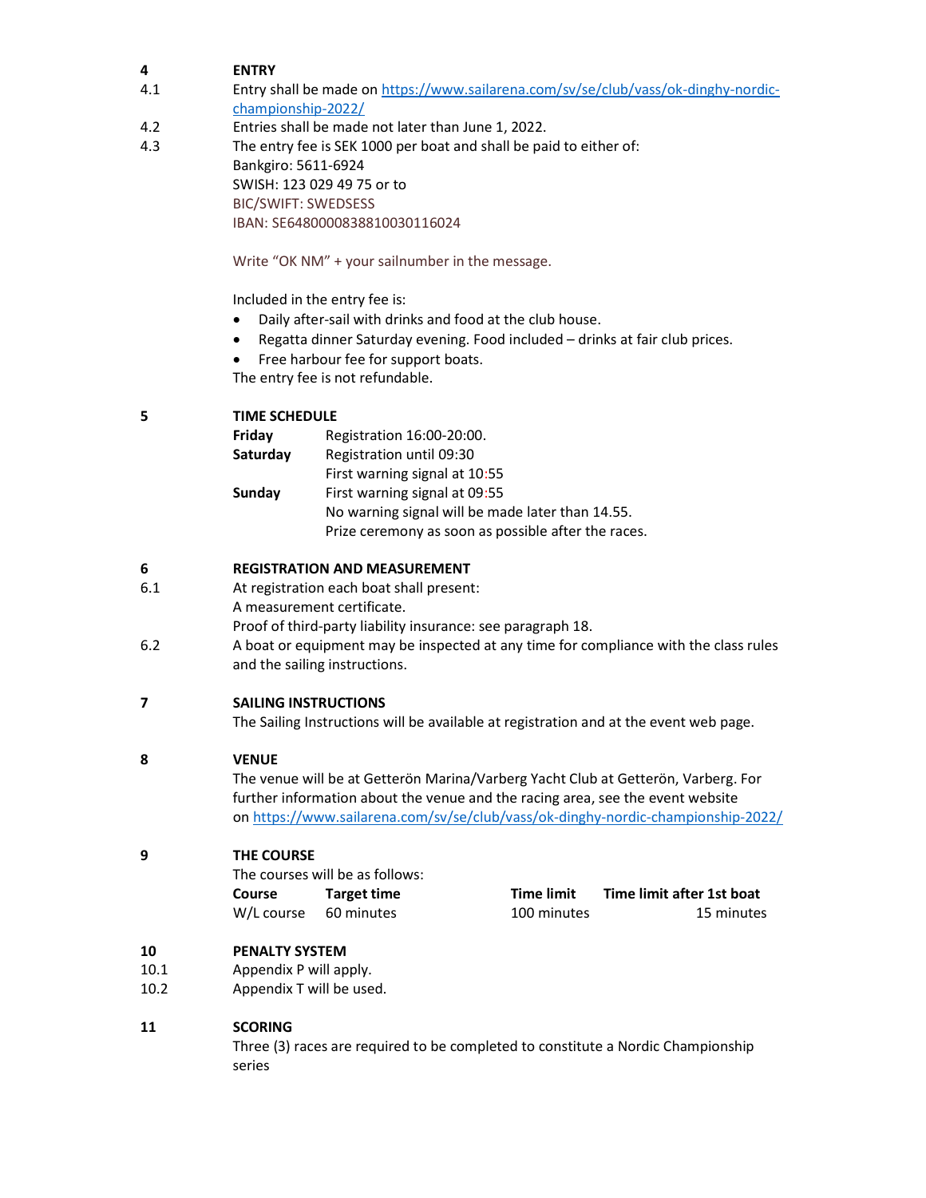## 4 ENTRY

4.1 Entry shall be made on https://www.sailarena.com/sv/se/club/vass/ok-dinghy-nordic-championship-2022/

4.2 Entries shall be made not later than June 1, 2022.

4.3 The entry fee is SEK 1000 per boat and shall be paid to either of:
Bankgiro: 5611-6924
SWISH: 123 029 49 75 or to
BIC/SWIFT: SWEDSESS
IBAN: SE6480000838810030116024

Write "OK NM" + your sailnumber in the message.

Included in the entry fee is:

- Daily after-sail with drinks and food at the club house.
- Regatta dinner Saturday evening. Food included – drinks at fair club prices.
- Free harbour fee for support boats.

The entry fee is not refundable.

## 5 TIME SCHEDULE

| | |
|---|---|
| **Friday** | Registration 16:00-20:00. |
| **Saturday** | Registration until 09:30 |
| | First warning signal at 10:55 |
| **Sunday** | First warning signal at 09:55 |
| | No warning signal will be made later than 14.55. |
| | Prize ceremony as soon as possible after the races. |

## 6 REGISTRATION AND MEASUREMENT

6.1 At registration each boat shall present:
A measurement certificate.
Proof of third-party liability insurance: see paragraph 18.

6.2 A boat or equipment may be inspected at any time for compliance with the class rules and the sailing instructions.

## 7 SAILING INSTRUCTIONS

The Sailing Instructions will be available at registration and at the event web page.

## 8 VENUE

The venue will be at Getterön Marina/Varberg Yacht Club at Getterön, Varberg. For further information about the venue and the racing area, see the event website on https://www.sailarena.com/sv/se/club/vass/ok-dinghy-nordic-championship-2022/

## 9 THE COURSE

The courses will be as follows:

| Course | Target time | Time limit | Time limit after 1st boat |
|---|---|---|---|
| W/L course | 60 minutes | 100 minutes | 15 minutes |

## 10 PENALTY SYSTEM

10.1 Appendix P will apply.

10.2 Appendix T will be used.

## 11 SCORING

Three (3) races are required to be completed to constitute a Nordic Championship series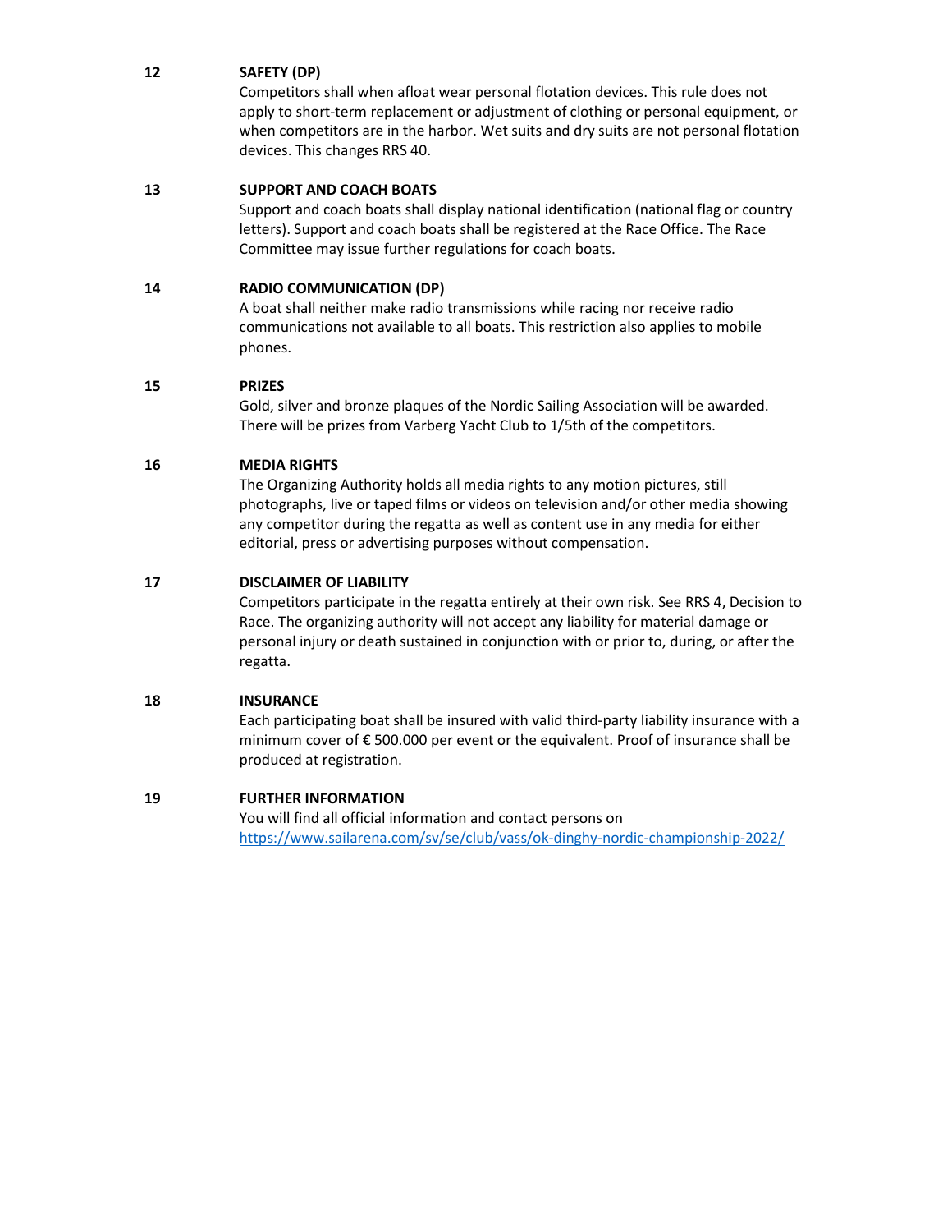## 12 SAFETY (DP)

Competitors shall when afloat wear personal flotation devices. This rule does not apply to short-term replacement or adjustment of clothing or personal equipment, or when competitors are in the harbor. Wet suits and dry suits are not personal flotation devices. This changes RRS 40.

## 13 SUPPORT AND COACH BOATS

Support and coach boats shall display national identification (national flag or country letters). Support and coach boats shall be registered at the Race Office. The Race Committee may issue further regulations for coach boats.

## 14 RADIO COMMUNICATION (DP)

A boat shall neither make radio transmissions while racing nor receive radio communications not available to all boats. This restriction also applies to mobile phones.

## 15 PRIZES

Gold, silver and bronze plaques of the Nordic Sailing Association will be awarded. There will be prizes from Varberg Yacht Club to 1/5th of the competitors.

## 16 MEDIA RIGHTS

The Organizing Authority holds all media rights to any motion pictures, still photographs, live or taped films or videos on television and/or other media showing any competitor during the regatta as well as content use in any media for either editorial, press or advertising purposes without compensation.

## 17 DISCLAIMER OF LIABILITY

Competitors participate in the regatta entirely at their own risk. See RRS 4, Decision to Race. The organizing authority will not accept any liability for material damage or personal injury or death sustained in conjunction with or prior to, during, or after the regatta.

## 18 INSURANCE

Each participating boat shall be insured with valid third-party liability insurance with a minimum cover of € 500.000 per event or the equivalent. Proof of insurance shall be produced at registration.

## 19 FURTHER INFORMATION

You will find all official information and contact persons on
https://www.sailarena.com/sv/se/club/vass/ok-dinghy-nordic-championship-2022/